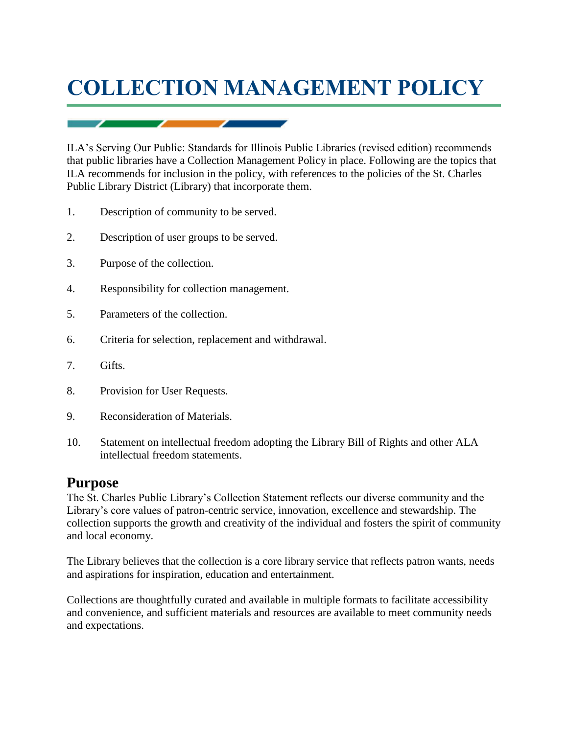# COLLECTION MANAGEMENT POLICY

ILA's Serving Our Public: Standards for Illinois Public Libraries (revised edition) recommends that public libraries have a Collection Management Policy in place. Following are the topics that ILA recommends for inclusion in the policy, with references to the policies of the St. Charles Public Library District (Library) that incorporate them.

1. Description of community to be served.
2. Description of user groups to be served.
3. Purpose of the collection.
4. Responsibility for collection management.
5. Parameters of the collection.
6. Criteria for selection, replacement and withdrawal.
7. Gifts.
8. Provision for User Requests.
9. Reconsideration of Materials.
10. Statement on intellectual freedom adopting the Library Bill of Rights and other ALA intellectual freedom statements.

## Purpose

The St. Charles Public Library's Collection Statement reflects our diverse community and the Library's core values of patron-centric service, innovation, excellence and stewardship. The collection supports the growth and creativity of the individual and fosters the spirit of community and local economy.

The Library believes that the collection is a core library service that reflects patron wants, needs and aspirations for inspiration, education and entertainment.

Collections are thoughtfully curated and available in multiple formats to facilitate accessibility and convenience, and sufficient materials and resources are available to meet community needs and expectations.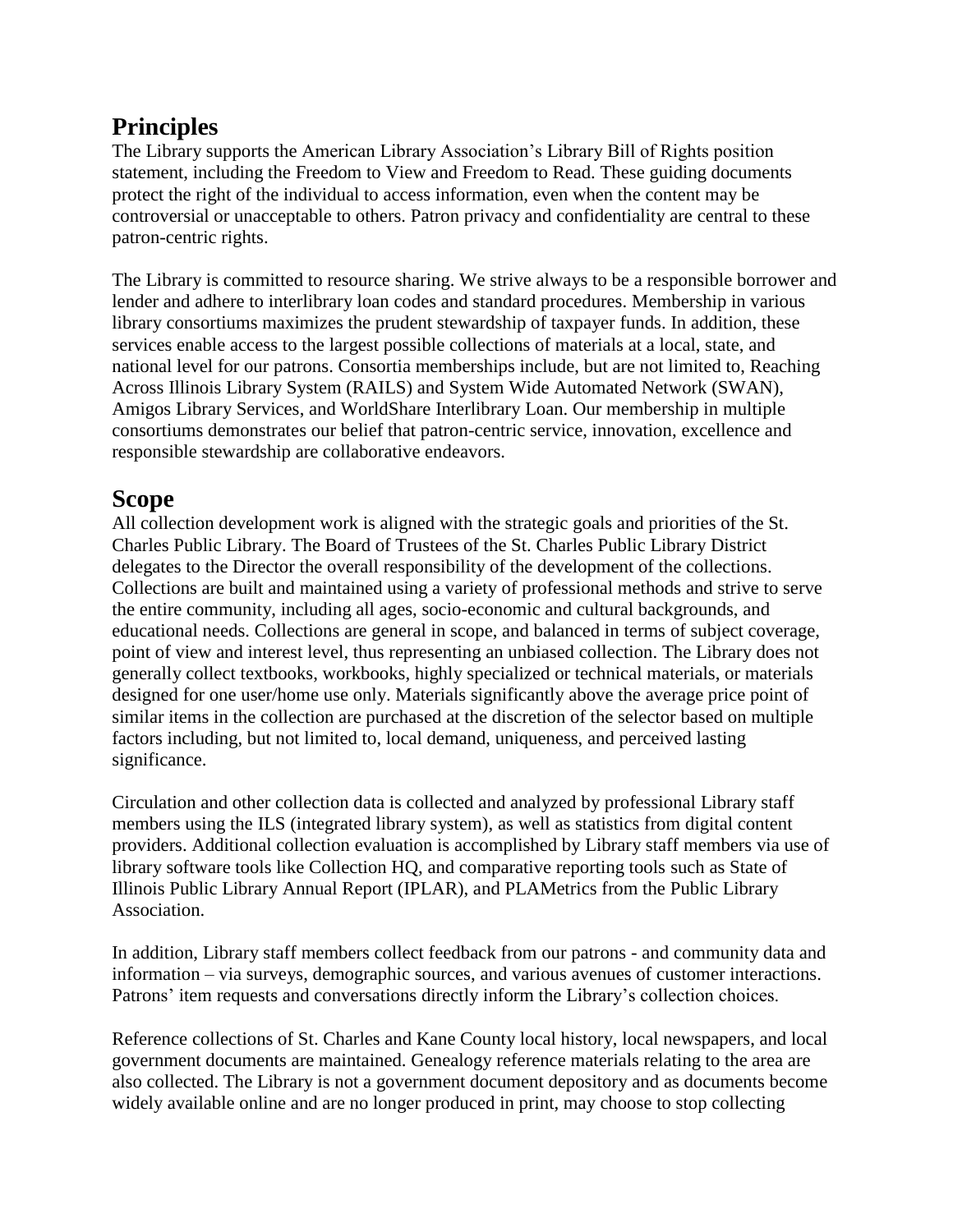## Principles

The Library supports the American Library Association's Library Bill of Rights position statement, including the Freedom to View and Freedom to Read. These guiding documents protect the right of the individual to access information, even when the content may be controversial or unacceptable to others. Patron privacy and confidentiality are central to these patron-centric rights.

The Library is committed to resource sharing. We strive always to be a responsible borrower and lender and adhere to interlibrary loan codes and standard procedures. Membership in various library consortiums maximizes the prudent stewardship of taxpayer funds. In addition, these services enable access to the largest possible collections of materials at a local, state, and national level for our patrons. Consortia memberships include, but are not limited to, Reaching Across Illinois Library System (RAILS) and System Wide Automated Network (SWAN), Amigos Library Services, and WorldShare Interlibrary Loan. Our membership in multiple consortiums demonstrates our belief that patron-centric service, innovation, excellence and responsible stewardship are collaborative endeavors.

## Scope

All collection development work is aligned with the strategic goals and priorities of the St. Charles Public Library. The Board of Trustees of the St. Charles Public Library District delegates to the Director the overall responsibility of the development of the collections. Collections are built and maintained using a variety of professional methods and strive to serve the entire community, including all ages, socio-economic and cultural backgrounds, and educational needs. Collections are general in scope, and balanced in terms of subject coverage, point of view and interest level, thus representing an unbiased collection. The Library does not generally collect textbooks, workbooks, highly specialized or technical materials, or materials designed for one user/home use only. Materials significantly above the average price point of similar items in the collection are purchased at the discretion of the selector based on multiple factors including, but not limited to, local demand, uniqueness, and perceived lasting significance.

Circulation and other collection data is collected and analyzed by professional Library staff members using the ILS (integrated library system), as well as statistics from digital content providers. Additional collection evaluation is accomplished by Library staff members via use of library software tools like Collection HQ, and comparative reporting tools such as State of Illinois Public Library Annual Report (IPLAR), and PLAMetrics from the Public Library Association.

In addition, Library staff members collect feedback from our patrons - and community data and information – via surveys, demographic sources, and various avenues of customer interactions. Patrons' item requests and conversations directly inform the Library's collection choices.

Reference collections of St. Charles and Kane County local history, local newspapers, and local government documents are maintained. Genealogy reference materials relating to the area are also collected. The Library is not a government document depository and as documents become widely available online and are no longer produced in print, may choose to stop collecting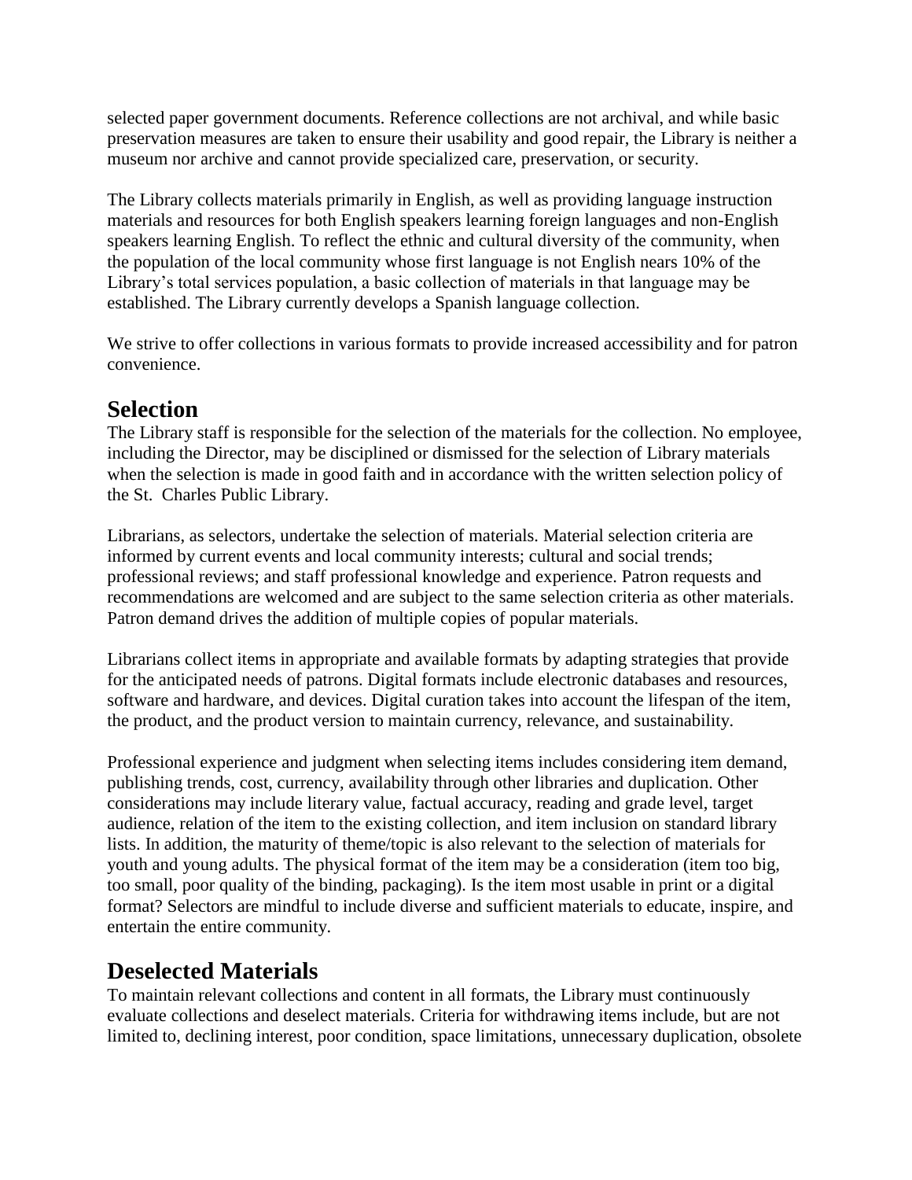selected paper government documents. Reference collections are not archival, and while basic preservation measures are taken to ensure their usability and good repair, the Library is neither a museum nor archive and cannot provide specialized care, preservation, or security.

The Library collects materials primarily in English, as well as providing language instruction materials and resources for both English speakers learning foreign languages and non-English speakers learning English. To reflect the ethnic and cultural diversity of the community, when the population of the local community whose first language is not English nears 10% of the Library's total services population, a basic collection of materials in that language may be established. The Library currently develops a Spanish language collection.

We strive to offer collections in various formats to provide increased accessibility and for patron convenience.

## Selection

The Library staff is responsible for the selection of the materials for the collection. No employee, including the Director, may be disciplined or dismissed for the selection of Library materials when the selection is made in good faith and in accordance with the written selection policy of the St. Charles Public Library.

Librarians, as selectors, undertake the selection of materials. Material selection criteria are informed by current events and local community interests; cultural and social trends; professional reviews; and staff professional knowledge and experience. Patron requests and recommendations are welcomed and are subject to the same selection criteria as other materials. Patron demand drives the addition of multiple copies of popular materials.

Librarians collect items in appropriate and available formats by adapting strategies that provide for the anticipated needs of patrons. Digital formats include electronic databases and resources, software and hardware, and devices. Digital curation takes into account the lifespan of the item, the product, and the product version to maintain currency, relevance, and sustainability.

Professional experience and judgment when selecting items includes considering item demand, publishing trends, cost, currency, availability through other libraries and duplication. Other considerations may include literary value, factual accuracy, reading and grade level, target audience, relation of the item to the existing collection, and item inclusion on standard library lists. In addition, the maturity of theme/topic is also relevant to the selection of materials for youth and young adults. The physical format of the item may be a consideration (item too big, too small, poor quality of the binding, packaging). Is the item most usable in print or a digital format? Selectors are mindful to include diverse and sufficient materials to educate, inspire, and entertain the entire community.

## Deselected Materials

To maintain relevant collections and content in all formats, the Library must continuously evaluate collections and deselect materials. Criteria for withdrawing items include, but are not limited to, declining interest, poor condition, space limitations, unnecessary duplication, obsolete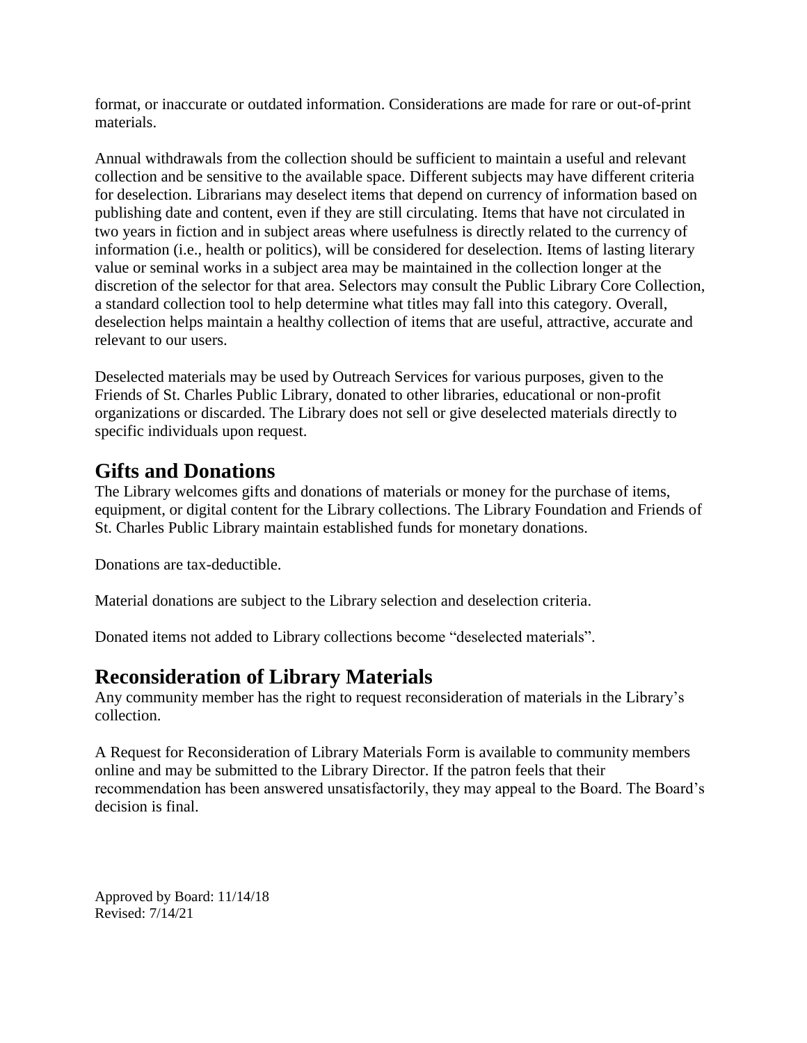format, or inaccurate or outdated information. Considerations are made for rare or out-of-print materials.

Annual withdrawals from the collection should be sufficient to maintain a useful and relevant collection and be sensitive to the available space. Different subjects may have different criteria for deselection. Librarians may deselect items that depend on currency of information based on publishing date and content, even if they are still circulating. Items that have not circulated in two years in fiction and in subject areas where usefulness is directly related to the currency of information (i.e., health or politics), will be considered for deselection. Items of lasting literary value or seminal works in a subject area may be maintained in the collection longer at the discretion of the selector for that area. Selectors may consult the Public Library Core Collection, a standard collection tool to help determine what titles may fall into this category. Overall, deselection helps maintain a healthy collection of items that are useful, attractive, accurate and relevant to our users.

Deselected materials may be used by Outreach Services for various purposes, given to the Friends of St. Charles Public Library, donated to other libraries, educational or non-profit organizations or discarded. The Library does not sell or give deselected materials directly to specific individuals upon request.

## Gifts and Donations

The Library welcomes gifts and donations of materials or money for the purchase of items, equipment, or digital content for the Library collections. The Library Foundation and Friends of St. Charles Public Library maintain established funds for monetary donations.

Donations are tax-deductible.

Material donations are subject to the Library selection and deselection criteria.

Donated items not added to Library collections become “deselected materials”.

## Reconsideration of Library Materials

Any community member has the right to request reconsideration of materials in the Library’s collection.

A Request for Reconsideration of Library Materials Form is available to community members online and may be submitted to the Library Director. If the patron feels that their recommendation has been answered unsatisfactorily, they may appeal to the Board. The Board’s decision is final.

Approved by Board: 11/14/18
Revised: 7/14/21